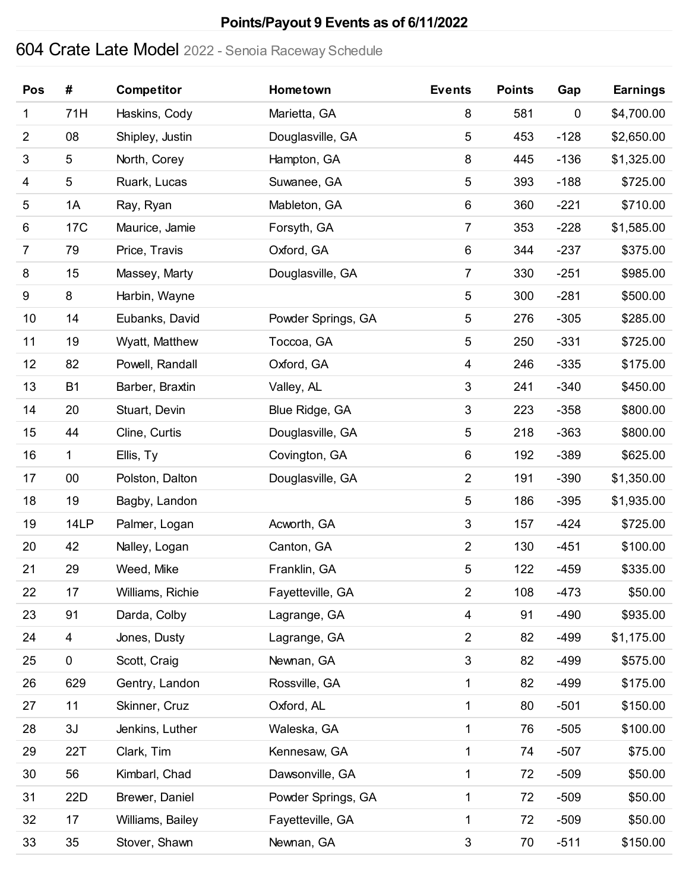# Points/Payout 9 Events as of 6/11/2022

## 604 Crate Late Model 2022 - Senoia Raceway Schedule

| Pos | # | Competitor | Hometown | Events | Points | Gap | Earnings |
|---|---|---|---|---|---|---|---|
| 1 | 71H | Haskins, Cody | Marietta, GA | 8 | 581 | 0 | $4,700.00 |
| 2 | 08 | Shipley, Justin | Douglasville, GA | 5 | 453 | -128 | $2,650.00 |
| 3 | 5 | North, Corey | Hampton, GA | 8 | 445 | -136 | $1,325.00 |
| 4 | 5 | Ruark, Lucas | Suwanee, GA | 5 | 393 | -188 | $725.00 |
| 5 | 1A | Ray, Ryan | Mableton, GA | 6 | 360 | -221 | $710.00 |
| 6 | 17C | Maurice, Jamie | Forsyth, GA | 7 | 353 | -228 | $1,585.00 |
| 7 | 79 | Price, Travis | Oxford, GA | 6 | 344 | -237 | $375.00 |
| 8 | 15 | Massey, Marty | Douglasville, GA | 7 | 330 | -251 | $985.00 |
| 9 | 8 | Harbin, Wayne | | 5 | 300 | -281 | $500.00 |
| 10 | 14 | Eubanks, David | Powder Springs, GA | 5 | 276 | -305 | $285.00 |
| 11 | 19 | Wyatt, Matthew | Toccoa, GA | 5 | 250 | -331 | $725.00 |
| 12 | 82 | Powell, Randall | Oxford, GA | 4 | 246 | -335 | $175.00 |
| 13 | B1 | Barber, Braxtin | Valley, AL | 3 | 241 | -340 | $450.00 |
| 14 | 20 | Stuart, Devin | Blue Ridge, GA | 3 | 223 | -358 | $800.00 |
| 15 | 44 | Cline, Curtis | Douglasville, GA | 5 | 218 | -363 | $800.00 |
| 16 | 1 | Ellis, Ty | Covington, GA | 6 | 192 | -389 | $625.00 |
| 17 | 00 | Polston, Dalton | Douglasville, GA | 2 | 191 | -390 | $1,350.00 |
| 18 | 19 | Bagby, Landon | | 5 | 186 | -395 | $1,935.00 |
| 19 | 14LP | Palmer, Logan | Acworth, GA | 3 | 157 | -424 | $725.00 |
| 20 | 42 | Nalley, Logan | Canton, GA | 2 | 130 | -451 | $100.00 |
| 21 | 29 | Weed, Mike | Franklin, GA | 5 | 122 | -459 | $335.00 |
| 22 | 17 | Williams, Richie | Fayetteville, GA | 2 | 108 | -473 | $50.00 |
| 23 | 91 | Darda, Colby | Lagrange, GA | 4 | 91 | -490 | $935.00 |
| 24 | 4 | Jones, Dusty | Lagrange, GA | 2 | 82 | -499 | $1,175.00 |
| 25 | 0 | Scott, Craig | Newnan, GA | 3 | 82 | -499 | $575.00 |
| 26 | 629 | Gentry, Landon | Rossville, GA | 1 | 82 | -499 | $175.00 |
| 27 | 11 | Skinner, Cruz | Oxford, AL | 1 | 80 | -501 | $150.00 |
| 28 | 3J | Jenkins, Luther | Waleska, GA | 1 | 76 | -505 | $100.00 |
| 29 | 22T | Clark, Tim | Kennesaw, GA | 1 | 74 | -507 | $75.00 |
| 30 | 56 | Kimbarl, Chad | Dawsonville, GA | 1 | 72 | -509 | $50.00 |
| 31 | 22D | Brewer, Daniel | Powder Springs, GA | 1 | 72 | -509 | $50.00 |
| 32 | 17 | Williams, Bailey | Fayetteville, GA | 1 | 72 | -509 | $50.00 |
| 33 | 35 | Stover, Shawn | Newnan, GA | 3 | 70 | -511 | $150.00 |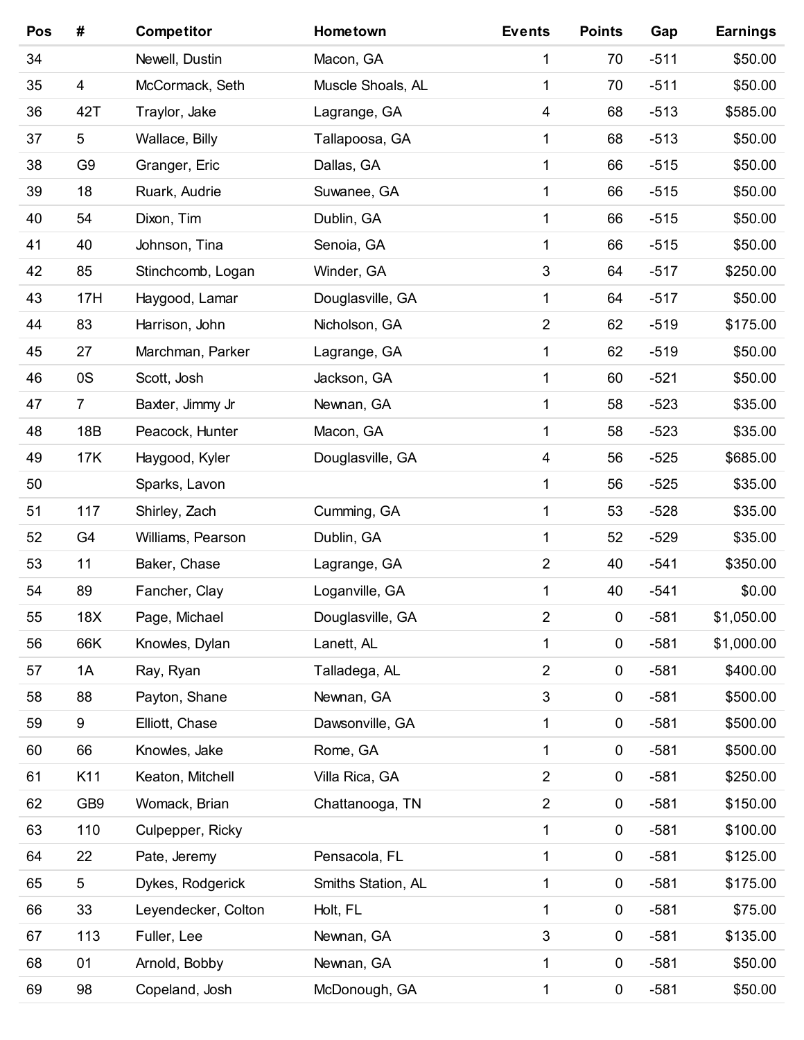| Pos | # | Competitor | Hometown | Events | Points | Gap | Earnings |
|---|---|---|---|---|---|---|---|
| 34 | | Newell, Dustin | Macon, GA | 1 | 70 | -511 | $50.00 |
| 35 | 4 | McCormack, Seth | Muscle Shoals, AL | 1 | 70 | -511 | $50.00 |
| 36 | 42T | Traylor, Jake | Lagrange, GA | 4 | 68 | -513 | $585.00 |
| 37 | 5 | Wallace, Billy | Tallapoosa, GA | 1 | 68 | -513 | $50.00 |
| 38 | G9 | Granger, Eric | Dallas, GA | 1 | 66 | -515 | $50.00 |
| 39 | 18 | Ruark, Audrie | Suwanee, GA | 1 | 66 | -515 | $50.00 |
| 40 | 54 | Dixon, Tim | Dublin, GA | 1 | 66 | -515 | $50.00 |
| 41 | 40 | Johnson, Tina | Senoia, GA | 1 | 66 | -515 | $50.00 |
| 42 | 85 | Stinchcomb, Logan | Winder, GA | 3 | 64 | -517 | $250.00 |
| 43 | 17H | Haygood, Lamar | Douglasville, GA | 1 | 64 | -517 | $50.00 |
| 44 | 83 | Harrison, John | Nicholson, GA | 2 | 62 | -519 | $175.00 |
| 45 | 27 | Marchman, Parker | Lagrange, GA | 1 | 62 | -519 | $50.00 |
| 46 | 0S | Scott, Josh | Jackson, GA | 1 | 60 | -521 | $50.00 |
| 47 | 7 | Baxter, Jimmy Jr | Newnan, GA | 1 | 58 | -523 | $35.00 |
| 48 | 18B | Peacock, Hunter | Macon, GA | 1 | 58 | -523 | $35.00 |
| 49 | 17K | Haygood, Kyler | Douglasville, GA | 4 | 56 | -525 | $685.00 |
| 50 | | Sparks, Lavon | | 1 | 56 | -525 | $35.00 |
| 51 | 117 | Shirley, Zach | Cumming, GA | 1 | 53 | -528 | $35.00 |
| 52 | G4 | Williams, Pearson | Dublin, GA | 1 | 52 | -529 | $35.00 |
| 53 | 11 | Baker, Chase | Lagrange, GA | 2 | 40 | -541 | $350.00 |
| 54 | 89 | Fancher, Clay | Loganville, GA | 1 | 40 | -541 | $0.00 |
| 55 | 18X | Page, Michael | Douglasville, GA | 2 | 0 | -581 | $1,050.00 |
| 56 | 66K | Knowles, Dylan | Lanett, AL | 1 | 0 | -581 | $1,000.00 |
| 57 | 1A | Ray, Ryan | Talladega, AL | 2 | 0 | -581 | $400.00 |
| 58 | 88 | Payton, Shane | Newnan, GA | 3 | 0 | -581 | $500.00 |
| 59 | 9 | Elliott, Chase | Dawsonville, GA | 1 | 0 | -581 | $500.00 |
| 60 | 66 | Knowles, Jake | Rome, GA | 1 | 0 | -581 | $500.00 |
| 61 | K11 | Keaton, Mitchell | Villa Rica, GA | 2 | 0 | -581 | $250.00 |
| 62 | GB9 | Womack, Brian | Chattanooga, TN | 2 | 0 | -581 | $150.00 |
| 63 | 110 | Culpepper, Ricky | | 1 | 0 | -581 | $100.00 |
| 64 | 22 | Pate, Jeremy | Pensacola, FL | 1 | 0 | -581 | $125.00 |
| 65 | 5 | Dykes, Rodgerick | Smiths Station, AL | 1 | 0 | -581 | $175.00 |
| 66 | 33 | Leyendecker, Colton | Holt, FL | 1 | 0 | -581 | $75.00 |
| 67 | 113 | Fuller, Lee | Newnan, GA | 3 | 0 | -581 | $135.00 |
| 68 | 01 | Arnold, Bobby | Newnan, GA | 1 | 0 | -581 | $50.00 |
| 69 | 98 | Copeland, Josh | McDonough, GA | 1 | 0 | -581 | $50.00 |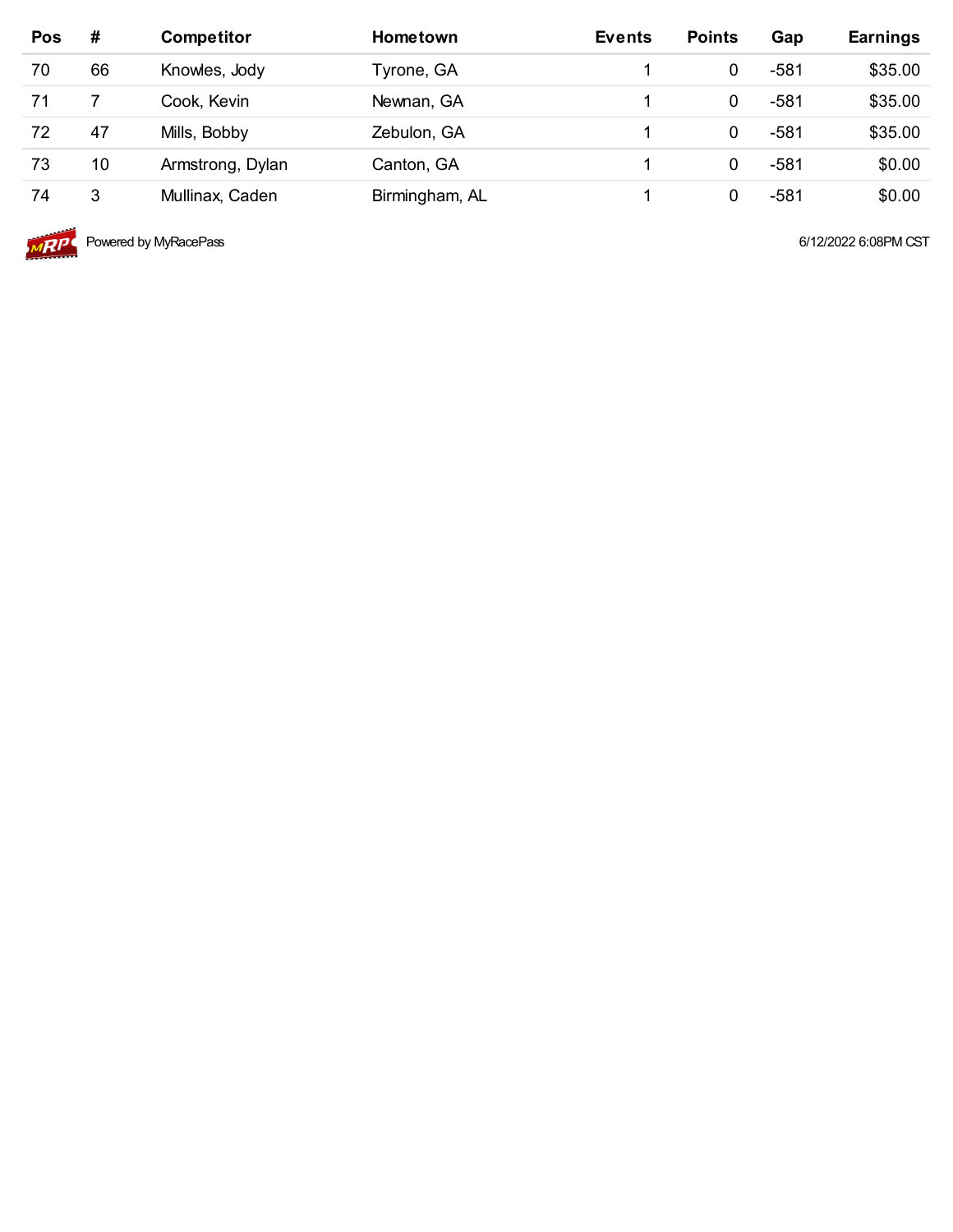| Pos | # | Competitor | Hometown | Events | Points | Gap | Earnings |
|---|---|---|---|---|---|---|---|
| 70 | 66 | Knowles, Jody | Tyrone, GA | 1 | 0 | -581 | $35.00 |
| 71 | 7 | Cook, Kevin | Newnan, GA | 1 | 0 | -581 | $35.00 |
| 72 | 47 | Mills, Bobby | Zebulon, GA | 1 | 0 | -581 | $35.00 |
| 73 | 10 | Armstrong, Dylan | Canton, GA | 1 | 0 | -581 | $0.00 |
| 74 | 3 | Mullinax, Caden | Birmingham, AL | 1 | 0 | -581 | $0.00 |

Powered by MyRacePass

6/12/2022 6:08PM CST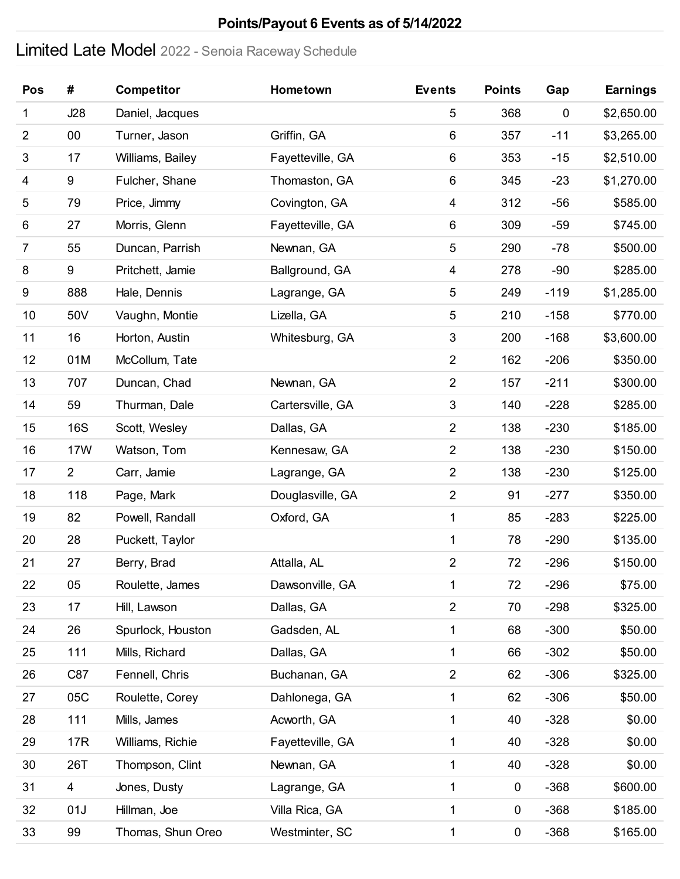# Points/Payout 6 Events as of 5/14/2022

## Limited Late Model 2022 - Senoia Raceway Schedule

| Pos | # | Competitor | Hometown | Events | Points | Gap | Earnings |
|---|---|---|---|---|---|---|---|
| 1 | J28 | Daniel, Jacques | | 5 | 368 | 0 | $2,650.00 |
| 2 | 00 | Turner, Jason | Griffin, GA | 6 | 357 | -11 | $3,265.00 |
| 3 | 17 | Williams, Bailey | Fayetteville, GA | 6 | 353 | -15 | $2,510.00 |
| 4 | 9 | Fulcher, Shane | Thomaston, GA | 6 | 345 | -23 | $1,270.00 |
| 5 | 79 | Price, Jimmy | Covington, GA | 4 | 312 | -56 | $585.00 |
| 6 | 27 | Morris, Glenn | Fayetteville, GA | 6 | 309 | -59 | $745.00 |
| 7 | 55 | Duncan, Parrish | Newnan, GA | 5 | 290 | -78 | $500.00 |
| 8 | 9 | Pritchett, Jamie | Ballground, GA | 4 | 278 | -90 | $285.00 |
| 9 | 888 | Hale, Dennis | Lagrange, GA | 5 | 249 | -119 | $1,285.00 |
| 10 | 50V | Vaughn, Montie | Lizella, GA | 5 | 210 | -158 | $770.00 |
| 11 | 16 | Horton, Austin | Whitesburg, GA | 3 | 200 | -168 | $3,600.00 |
| 12 | 01M | McCollum, Tate | | 2 | 162 | -206 | $350.00 |
| 13 | 707 | Duncan, Chad | Newnan, GA | 2 | 157 | -211 | $300.00 |
| 14 | 59 | Thurman, Dale | Cartersville, GA | 3 | 140 | -228 | $285.00 |
| 15 | 16S | Scott, Wesley | Dallas, GA | 2 | 138 | -230 | $185.00 |
| 16 | 17W | Watson, Tom | Kennesaw, GA | 2 | 138 | -230 | $150.00 |
| 17 | 2 | Carr, Jamie | Lagrange, GA | 2 | 138 | -230 | $125.00 |
| 18 | 118 | Page, Mark | Douglasville, GA | 2 | 91 | -277 | $350.00 |
| 19 | 82 | Powell, Randall | Oxford, GA | 1 | 85 | -283 | $225.00 |
| 20 | 28 | Puckett, Taylor | | 1 | 78 | -290 | $135.00 |
| 21 | 27 | Berry, Brad | Attalla, AL | 2 | 72 | -296 | $150.00 |
| 22 | 05 | Roulette, James | Dawsonville, GA | 1 | 72 | -296 | $75.00 |
| 23 | 17 | Hill, Lawson | Dallas, GA | 2 | 70 | -298 | $325.00 |
| 24 | 26 | Spurlock, Houston | Gadsden, AL | 1 | 68 | -300 | $50.00 |
| 25 | 111 | Mills, Richard | Dallas, GA | 1 | 66 | -302 | $50.00 |
| 26 | C87 | Fennell, Chris | Buchanan, GA | 2 | 62 | -306 | $325.00 |
| 27 | 05C | Roulette, Corey | Dahlonega, GA | 1 | 62 | -306 | $50.00 |
| 28 | 111 | Mills, James | Acworth, GA | 1 | 40 | -328 | $0.00 |
| 29 | 17R | Williams, Richie | Fayetteville, GA | 1 | 40 | -328 | $0.00 |
| 30 | 26T | Thompson, Clint | Newnan, GA | 1 | 40 | -328 | $0.00 |
| 31 | 4 | Jones, Dusty | Lagrange, GA | 1 | 0 | -368 | $600.00 |
| 32 | 01J | Hillman, Joe | Villa Rica, GA | 1 | 0 | -368 | $185.00 |
| 33 | 99 | Thomas, Shun Oreo | Westminter, SC | 1 | 0 | -368 | $165.00 |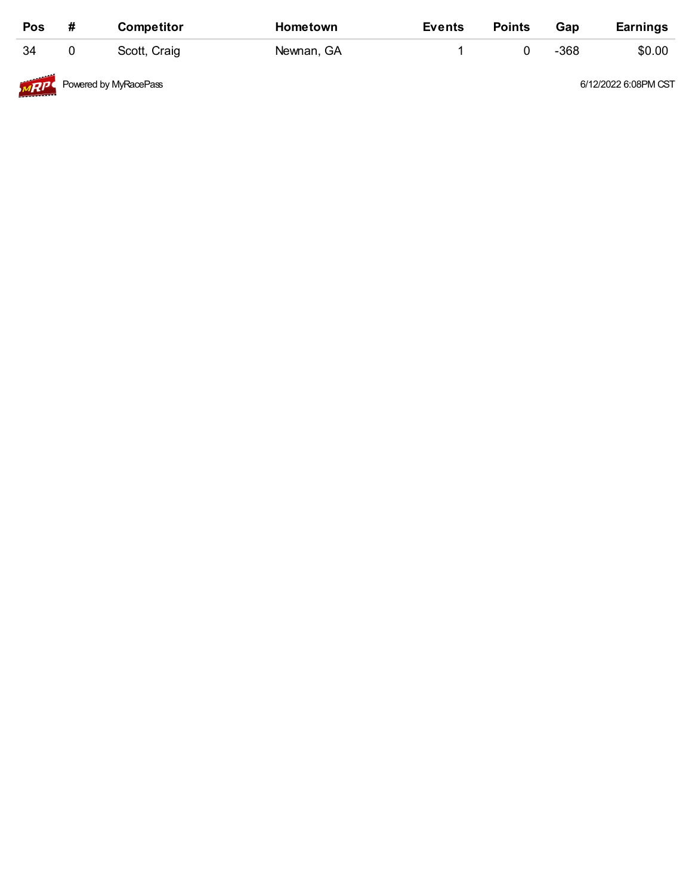| Pos | # | Competitor | Hometown | Events | Points | Gap | Earnings |
|---|---|---|---|---|---|---|---|
| 34 | 0 | Scott, Craig | Newnan, GA | 1 | 0 | -368 | $0.00 |

Powered by MyRacePass

6/12/2022 6:08PM CST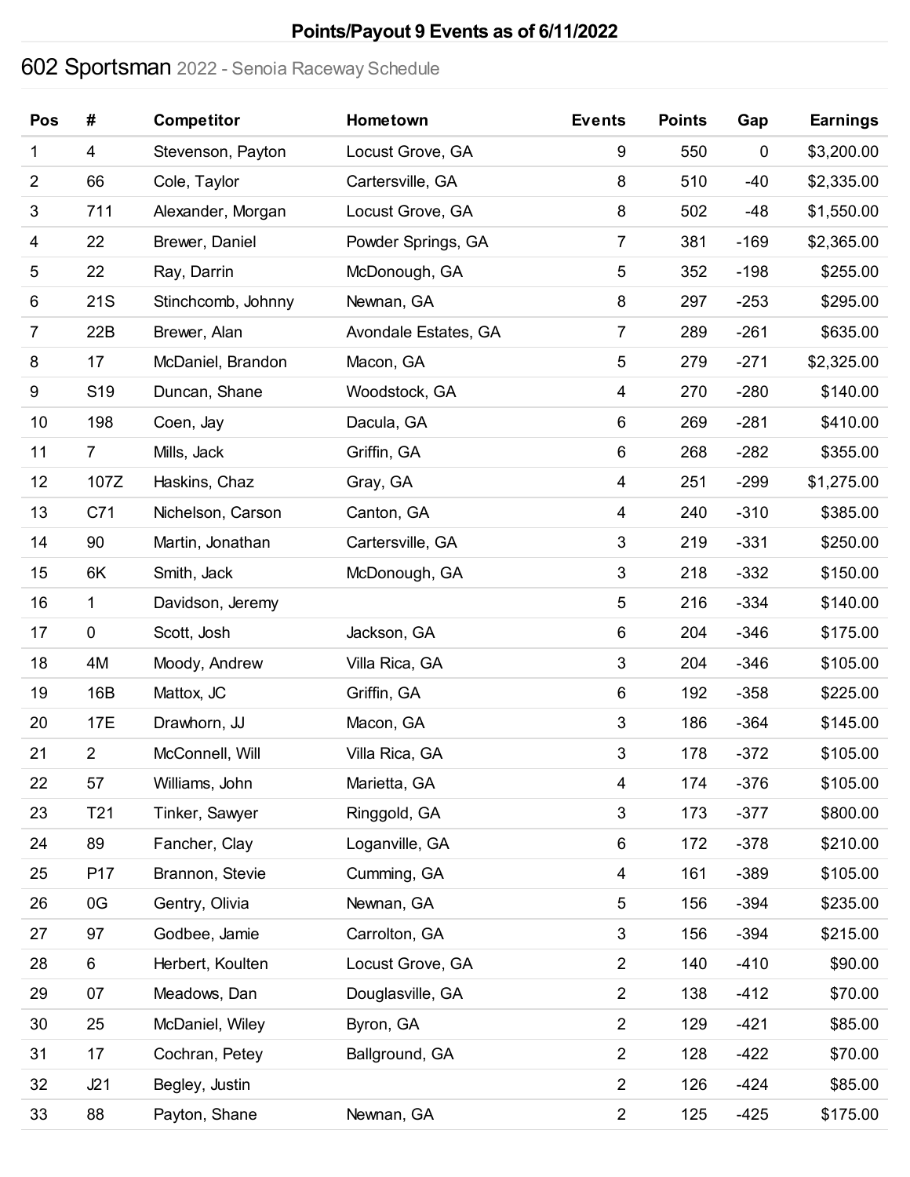# Points/Payout 9 Events as of 6/11/2022

## 602 Sportsman 2022 - Senoia Raceway Schedule

| Pos | # | Competitor | Hometown | Events | Points | Gap | Earnings |
|---|---|---|---|---|---|---|---|
| 1 | 4 | Stevenson, Payton | Locust Grove, GA | 9 | 550 | 0 | $3,200.00 |
| 2 | 66 | Cole, Taylor | Cartersville, GA | 8 | 510 | -40 | $2,335.00 |
| 3 | 711 | Alexander, Morgan | Locust Grove, GA | 8 | 502 | -48 | $1,550.00 |
| 4 | 22 | Brewer, Daniel | Powder Springs, GA | 7 | 381 | -169 | $2,365.00 |
| 5 | 22 | Ray, Darrin | McDonough, GA | 5 | 352 | -198 | $255.00 |
| 6 | 21S | Stinchcomb, Johnny | Newnan, GA | 8 | 297 | -253 | $295.00 |
| 7 | 22B | Brewer, Alan | Avondale Estates, GA | 7 | 289 | -261 | $635.00 |
| 8 | 17 | McDaniel, Brandon | Macon, GA | 5 | 279 | -271 | $2,325.00 |
| 9 | S19 | Duncan, Shane | Woodstock, GA | 4 | 270 | -280 | $140.00 |
| 10 | 198 | Coen, Jay | Dacula, GA | 6 | 269 | -281 | $410.00 |
| 11 | 7 | Mills, Jack | Griffin, GA | 6 | 268 | -282 | $355.00 |
| 12 | 107Z | Haskins, Chaz | Gray, GA | 4 | 251 | -299 | $1,275.00 |
| 13 | C71 | Nichelson, Carson | Canton, GA | 4 | 240 | -310 | $385.00 |
| 14 | 90 | Martin, Jonathan | Cartersville, GA | 3 | 219 | -331 | $250.00 |
| 15 | 6K | Smith, Jack | McDonough, GA | 3 | 218 | -332 | $150.00 |
| 16 | 1 | Davidson, Jeremy | | 5 | 216 | -334 | $140.00 |
| 17 | 0 | Scott, Josh | Jackson, GA | 6 | 204 | -346 | $175.00 |
| 18 | 4M | Moody, Andrew | Villa Rica, GA | 3 | 204 | -346 | $105.00 |
| 19 | 16B | Mattox, JC | Griffin, GA | 6 | 192 | -358 | $225.00 |
| 20 | 17E | Drawhorn, JJ | Macon, GA | 3 | 186 | -364 | $145.00 |
| 21 | 2 | McConnell, Will | Villa Rica, GA | 3 | 178 | -372 | $105.00 |
| 22 | 57 | Williams, John | Marietta, GA | 4 | 174 | -376 | $105.00 |
| 23 | T21 | Tinker, Sawyer | Ringgold, GA | 3 | 173 | -377 | $800.00 |
| 24 | 89 | Fancher, Clay | Loganville, GA | 6 | 172 | -378 | $210.00 |
| 25 | P17 | Brannon, Stevie | Cumming, GA | 4 | 161 | -389 | $105.00 |
| 26 | 0G | Gentry, Olivia | Newnan, GA | 5 | 156 | -394 | $235.00 |
| 27 | 97 | Godbee, Jamie | Carrolton, GA | 3 | 156 | -394 | $215.00 |
| 28 | 6 | Herbert, Koulten | Locust Grove, GA | 2 | 140 | -410 | $90.00 |
| 29 | 07 | Meadows, Dan | Douglasville, GA | 2 | 138 | -412 | $70.00 |
| 30 | 25 | McDaniel, Wiley | Byron, GA | 2 | 129 | -421 | $85.00 |
| 31 | 17 | Cochran, Petey | Ballground, GA | 2 | 128 | -422 | $70.00 |
| 32 | J21 | Begley, Justin | | 2 | 126 | -424 | $85.00 |
| 33 | 88 | Payton, Shane | Newnan, GA | 2 | 125 | -425 | $175.00 |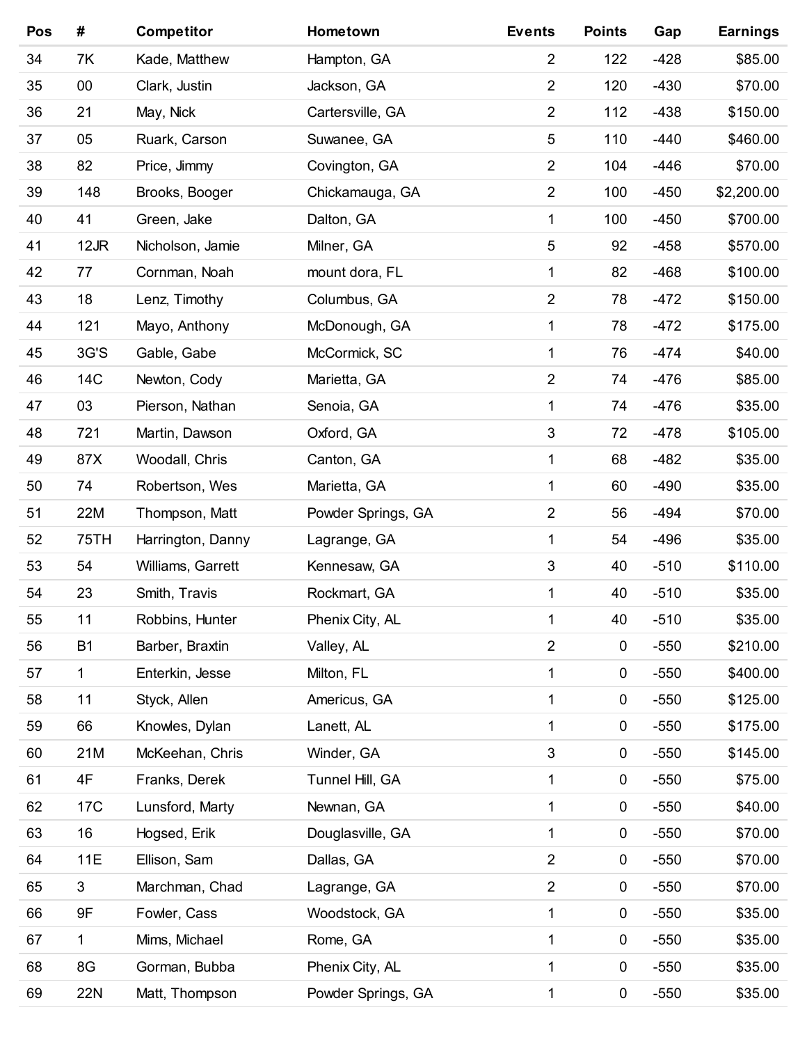| Pos | # | Competitor | Hometown | Events | Points | Gap | Earnings |
|---|---|---|---|---|---|---|---|
| 34 | 7K | Kade, Matthew | Hampton, GA | 2 | 122 | -428 | $85.00 |
| 35 | 00 | Clark, Justin | Jackson, GA | 2 | 120 | -430 | $70.00 |
| 36 | 21 | May, Nick | Cartersville, GA | 2 | 112 | -438 | $150.00 |
| 37 | 05 | Ruark, Carson | Suwanee, GA | 5 | 110 | -440 | $460.00 |
| 38 | 82 | Price, Jimmy | Covington, GA | 2 | 104 | -446 | $70.00 |
| 39 | 148 | Brooks, Booger | Chickamauga, GA | 2 | 100 | -450 | $2,200.00 |
| 40 | 41 | Green, Jake | Dalton, GA | 1 | 100 | -450 | $700.00 |
| 41 | 12JR | Nicholson, Jamie | Milner, GA | 5 | 92 | -458 | $570.00 |
| 42 | 77 | Cornman, Noah | mount dora, FL | 1 | 82 | -468 | $100.00 |
| 43 | 18 | Lenz, Timothy | Columbus, GA | 2 | 78 | -472 | $150.00 |
| 44 | 121 | Mayo, Anthony | McDonough, GA | 1 | 78 | -472 | $175.00 |
| 45 | 3G'S | Gable, Gabe | McCormick, SC | 1 | 76 | -474 | $40.00 |
| 46 | 14C | Newton, Cody | Marietta, GA | 2 | 74 | -476 | $85.00 |
| 47 | 03 | Pierson, Nathan | Senoia, GA | 1 | 74 | -476 | $35.00 |
| 48 | 721 | Martin, Dawson | Oxford, GA | 3 | 72 | -478 | $105.00 |
| 49 | 87X | Woodall, Chris | Canton, GA | 1 | 68 | -482 | $35.00 |
| 50 | 74 | Robertson, Wes | Marietta, GA | 1 | 60 | -490 | $35.00 |
| 51 | 22M | Thompson, Matt | Powder Springs, GA | 2 | 56 | -494 | $70.00 |
| 52 | 75TH | Harrington, Danny | Lagrange, GA | 1 | 54 | -496 | $35.00 |
| 53 | 54 | Williams, Garrett | Kennesaw, GA | 3 | 40 | -510 | $110.00 |
| 54 | 23 | Smith, Travis | Rockmart, GA | 1 | 40 | -510 | $35.00 |
| 55 | 11 | Robbins, Hunter | Phenix City, AL | 1 | 40 | -510 | $35.00 |
| 56 | B1 | Barber, Braxtin | Valley, AL | 2 | 0 | -550 | $210.00 |
| 57 | 1 | Enterkin, Jesse | Milton, FL | 1 | 0 | -550 | $400.00 |
| 58 | 11 | Styck, Allen | Americus, GA | 1 | 0 | -550 | $125.00 |
| 59 | 66 | Knowles, Dylan | Lanett, AL | 1 | 0 | -550 | $175.00 |
| 60 | 21M | McKeehan, Chris | Winder, GA | 3 | 0 | -550 | $145.00 |
| 61 | 4F | Franks, Derek | Tunnel Hill, GA | 1 | 0 | -550 | $75.00 |
| 62 | 17C | Lunsford, Marty | Newnan, GA | 1 | 0 | -550 | $40.00 |
| 63 | 16 | Hogsed, Erik | Douglasville, GA | 1 | 0 | -550 | $70.00 |
| 64 | 11E | Ellison, Sam | Dallas, GA | 2 | 0 | -550 | $70.00 |
| 65 | 3 | Marchman, Chad | Lagrange, GA | 2 | 0 | -550 | $70.00 |
| 66 | 9F | Fowler, Cass | Woodstock, GA | 1 | 0 | -550 | $35.00 |
| 67 | 1 | Mims, Michael | Rome, GA | 1 | 0 | -550 | $35.00 |
| 68 | 8G | Gorman, Bubba | Phenix City, AL | 1 | 0 | -550 | $35.00 |
| 69 | 22N | Matt, Thompson | Powder Springs, GA | 1 | 0 | -550 | $35.00 |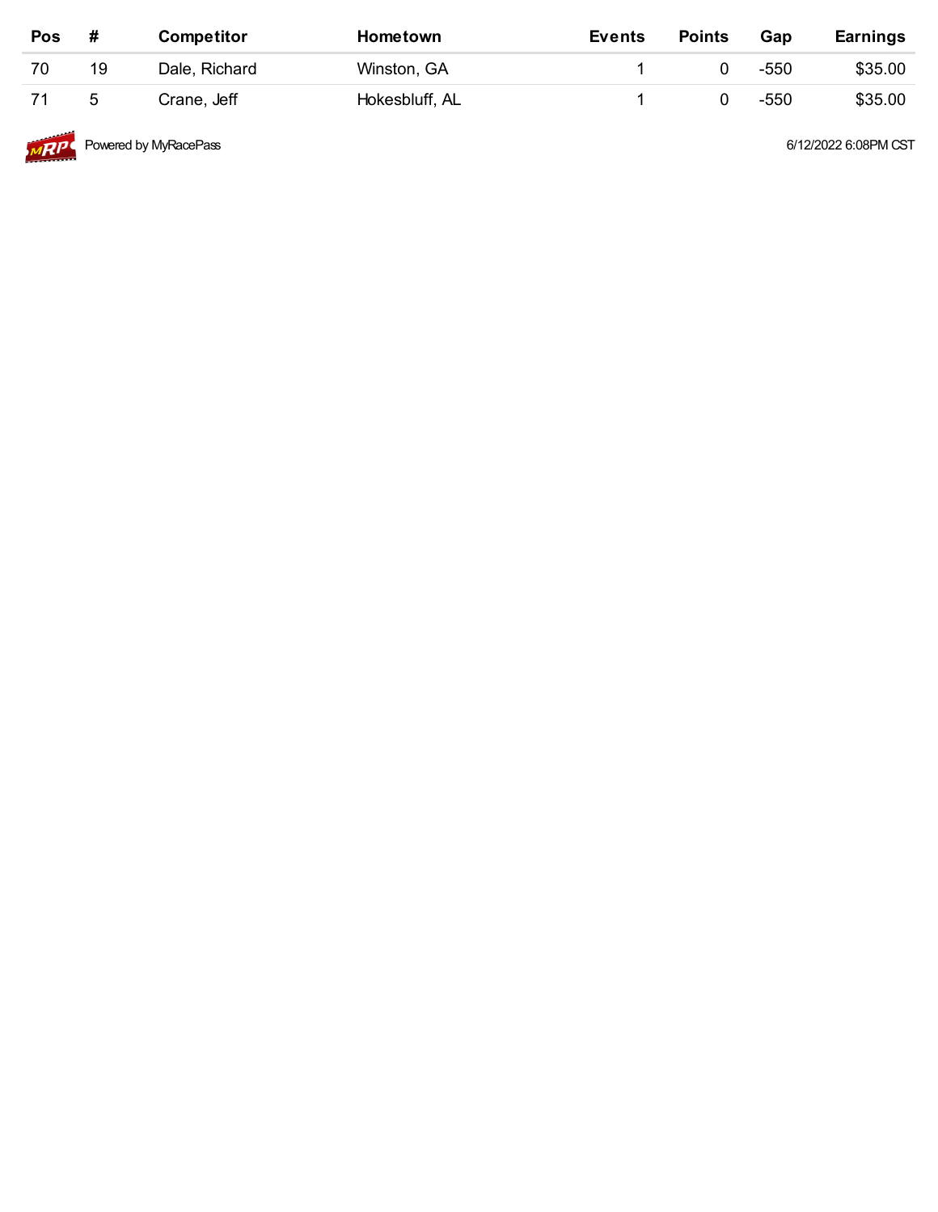| Pos | # | Competitor | Hometown | Events | Points | Gap | Earnings |
| --- | --- | --- | --- | --- | --- | --- | --- |
| 70 | 19 | Dale, Richard | Winston, GA | 1 | 0 | -550 | $35.00 |
| 71 | 5 | Crane, Jeff | Hokesbluff, AL | 1 | 0 | -550 | $35.00 |

Powered by MyRacePass 6/12/2022 6:08PM CST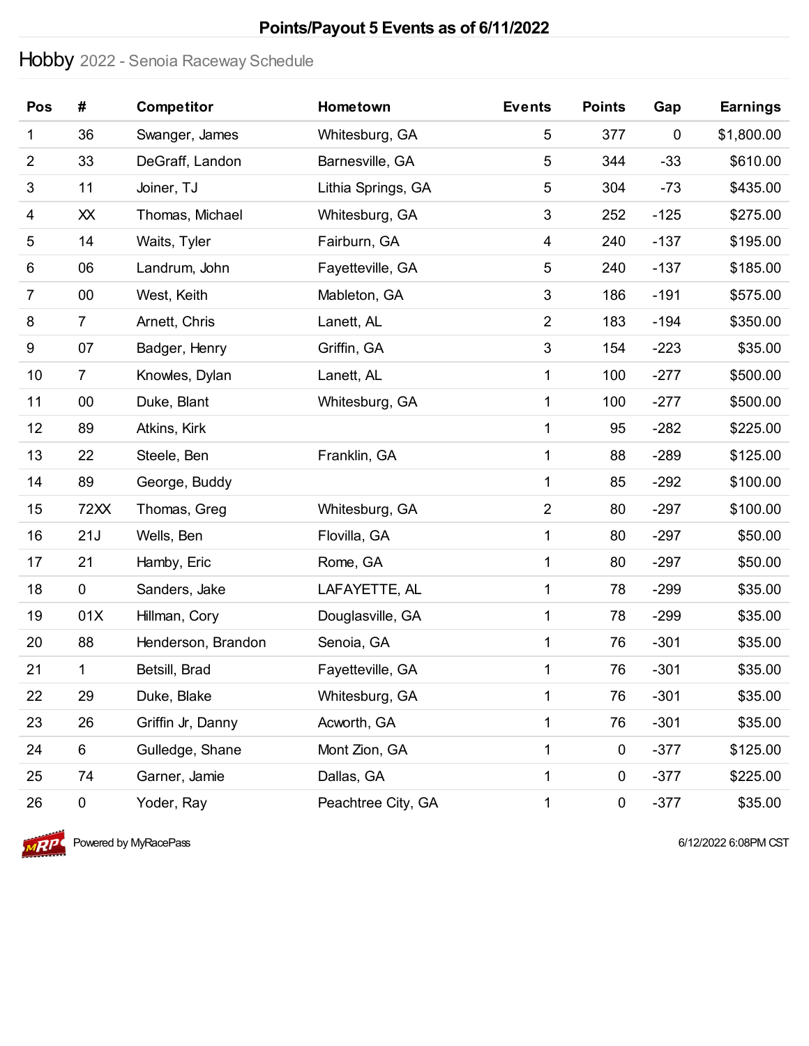# Points/Payout 5 Events as of 6/11/2022

## Hobby 2022 - Senoia Raceway Schedule

| Pos | # | Competitor | Hometown | Events | Points | Gap | Earnings |
|---|---|---|---|---|---|---|---|
| 1 | 36 | Swanger, James | Whitesburg, GA | 5 | 377 | 0 | $1,800.00 |
| 2 | 33 | DeGraff, Landon | Barnesville, GA | 5 | 344 | -33 | $610.00 |
| 3 | 11 | Joiner, TJ | Lithia Springs, GA | 5 | 304 | -73 | $435.00 |
| 4 | XX | Thomas, Michael | Whitesburg, GA | 3 | 252 | -125 | $275.00 |
| 5 | 14 | Waits, Tyler | Fairburn, GA | 4 | 240 | -137 | $195.00 |
| 6 | 06 | Landrum, John | Fayetteville, GA | 5 | 240 | -137 | $185.00 |
| 7 | 00 | West, Keith | Mableton, GA | 3 | 186 | -191 | $575.00 |
| 8 | 7 | Arnett, Chris | Lanett, AL | 2 | 183 | -194 | $350.00 |
| 9 | 07 | Badger, Henry | Griffin, GA | 3 | 154 | -223 | $35.00 |
| 10 | 7 | Knowles, Dylan | Lanett, AL | 1 | 100 | -277 | $500.00 |
| 11 | 00 | Duke, Blant | Whitesburg, GA | 1 | 100 | -277 | $500.00 |
| 12 | 89 | Atkins, Kirk | | 1 | 95 | -282 | $225.00 |
| 13 | 22 | Steele, Ben | Franklin, GA | 1 | 88 | -289 | $125.00 |
| 14 | 89 | George, Buddy | | 1 | 85 | -292 | $100.00 |
| 15 | 72XX | Thomas, Greg | Whitesburg, GA | 2 | 80 | -297 | $100.00 |
| 16 | 21J | Wells, Ben | Flovilla, GA | 1 | 80 | -297 | $50.00 |
| 17 | 21 | Hamby, Eric | Rome, GA | 1 | 80 | -297 | $50.00 |
| 18 | 0 | Sanders, Jake | LAFAYETTE, AL | 1 | 78 | -299 | $35.00 |
| 19 | 01X | Hillman, Cory | Douglasville, GA | 1 | 78 | -299 | $35.00 |
| 20 | 88 | Henderson, Brandon | Senoia, GA | 1 | 76 | -301 | $35.00 |
| 21 | 1 | Betsill, Brad | Fayetteville, GA | 1 | 76 | -301 | $35.00 |
| 22 | 29 | Duke, Blake | Whitesburg, GA | 1 | 76 | -301 | $35.00 |
| 23 | 26 | Griffin Jr, Danny | Acworth, GA | 1 | 76 | -301 | $35.00 |
| 24 | 6 | Gulledge, Shane | Mont Zion, GA | 1 | 0 | -377 | $125.00 |
| 25 | 74 | Garner, Jamie | Dallas, GA | 1 | 0 | -377 | $225.00 |
| 26 | 0 | Yoder, Ray | Peachtree City, GA | 1 | 0 | -377 | $35.00 |

Powered by MyRacePass

6/12/2022 6:08PM CST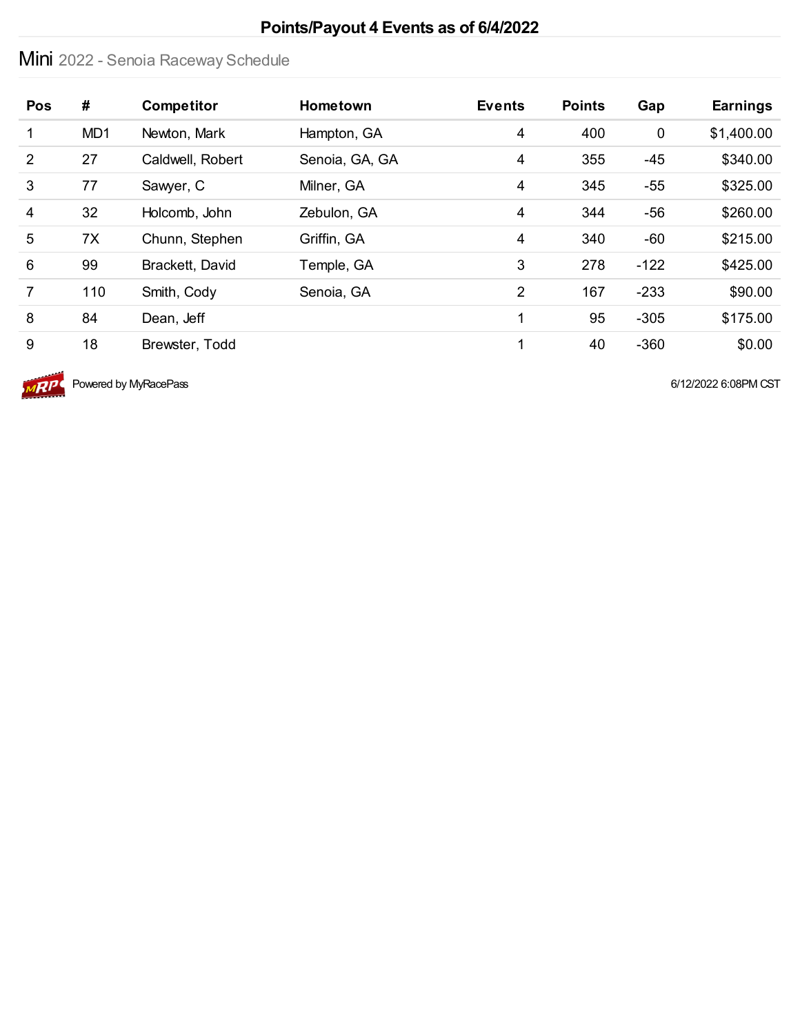# Points/Payout 4 Events as of 6/4/2022

## Mini 2022 - Senoia Raceway Schedule

| Pos | # | Competitor | Hometown | Events | Points | Gap | Earnings |
|---|---|---|---|---|---|---|---|
| 1 | MD1 | Newton, Mark | Hampton, GA | 4 | 400 | 0 | $1,400.00 |
| 2 | 27 | Caldwell, Robert | Senoia, GA, GA | 4 | 355 | -45 | $340.00 |
| 3 | 77 | Sawyer, C | Milner, GA | 4 | 345 | -55 | $325.00 |
| 4 | 32 | Holcomb, John | Zebulon, GA | 4 | 344 | -56 | $260.00 |
| 5 | 7X | Chunn, Stephen | Griffin, GA | 4 | 340 | -60 | $215.00 |
| 6 | 99 | Brackett, David | Temple, GA | 3 | 278 | -122 | $425.00 |
| 7 | 110 | Smith, Cody | Senoia, GA | 2 | 167 | -233 | $90.00 |
| 8 | 84 | Dean, Jeff | | 1 | 95 | -305 | $175.00 |
| 9 | 18 | Brewster, Todd | | 1 | 40 | -360 | $0.00 |

Powered by MyRacePass

6/12/2022 6:08PM CST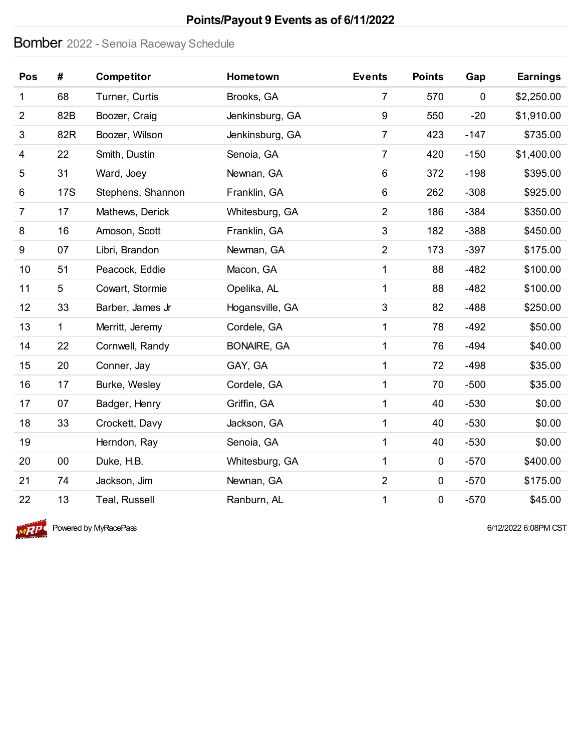# Points/Payout 9 Events as of 6/11/2022

## Bomber 2022 - Senoia Raceway Schedule

| Pos | # | Competitor | Hometown | Events | Points | Gap | Earnings |
|---|---|---|---|---|---|---|---|
| 1 | 68 | Turner, Curtis | Brooks, GA | 7 | 570 | 0 | $2,250.00 |
| 2 | 82B | Boozer, Craig | Jenkinsburg, GA | 9 | 550 | -20 | $1,910.00 |
| 3 | 82R | Boozer, Wilson | Jenkinsburg, GA | 7 | 423 | -147 | $735.00 |
| 4 | 22 | Smith, Dustin | Senoia, GA | 7 | 420 | -150 | $1,400.00 |
| 5 | 31 | Ward, Joey | Newnan, GA | 6 | 372 | -198 | $395.00 |
| 6 | 17S | Stephens, Shannon | Franklin, GA | 6 | 262 | -308 | $925.00 |
| 7 | 17 | Mathews, Derick | Whitesburg, GA | 2 | 186 | -384 | $350.00 |
| 8 | 16 | Amoson, Scott | Franklin, GA | 3 | 182 | -388 | $450.00 |
| 9 | 07 | Libri, Brandon | Newman, GA | 2 | 173 | -397 | $175.00 |
| 10 | 51 | Peacock, Eddie | Macon, GA | 1 | 88 | -482 | $100.00 |
| 11 | 5 | Cowart, Stormie | Opelika, AL | 1 | 88 | -482 | $100.00 |
| 12 | 33 | Barber, James Jr | Hogansville, GA | 3 | 82 | -488 | $250.00 |
| 13 | 1 | Merritt, Jeremy | Cordele, GA | 1 | 78 | -492 | $50.00 |
| 14 | 22 | Cornwell, Randy | BONAIRE, GA | 1 | 76 | -494 | $40.00 |
| 15 | 20 | Conner, Jay | GAY, GA | 1 | 72 | -498 | $35.00 |
| 16 | 17 | Burke, Wesley | Cordele, GA | 1 | 70 | -500 | $35.00 |
| 17 | 07 | Badger, Henry | Griffin, GA | 1 | 40 | -530 | $0.00 |
| 18 | 33 | Crockett, Davy | Jackson, GA | 1 | 40 | -530 | $0.00 |
| 19 | | Herndon, Ray | Senoia, GA | 1 | 40 | -530 | $0.00 |
| 20 | 00 | Duke, H.B. | Whitesburg, GA | 1 | 0 | -570 | $400.00 |
| 21 | 74 | Jackson, Jim | Newnan, GA | 2 | 0 | -570 | $175.00 |
| 22 | 13 | Teal, Russell | Ranburn, AL | 1 | 0 | -570 | $45.00 |

Powered by MyRacePass

6/12/2022 6:08PM CST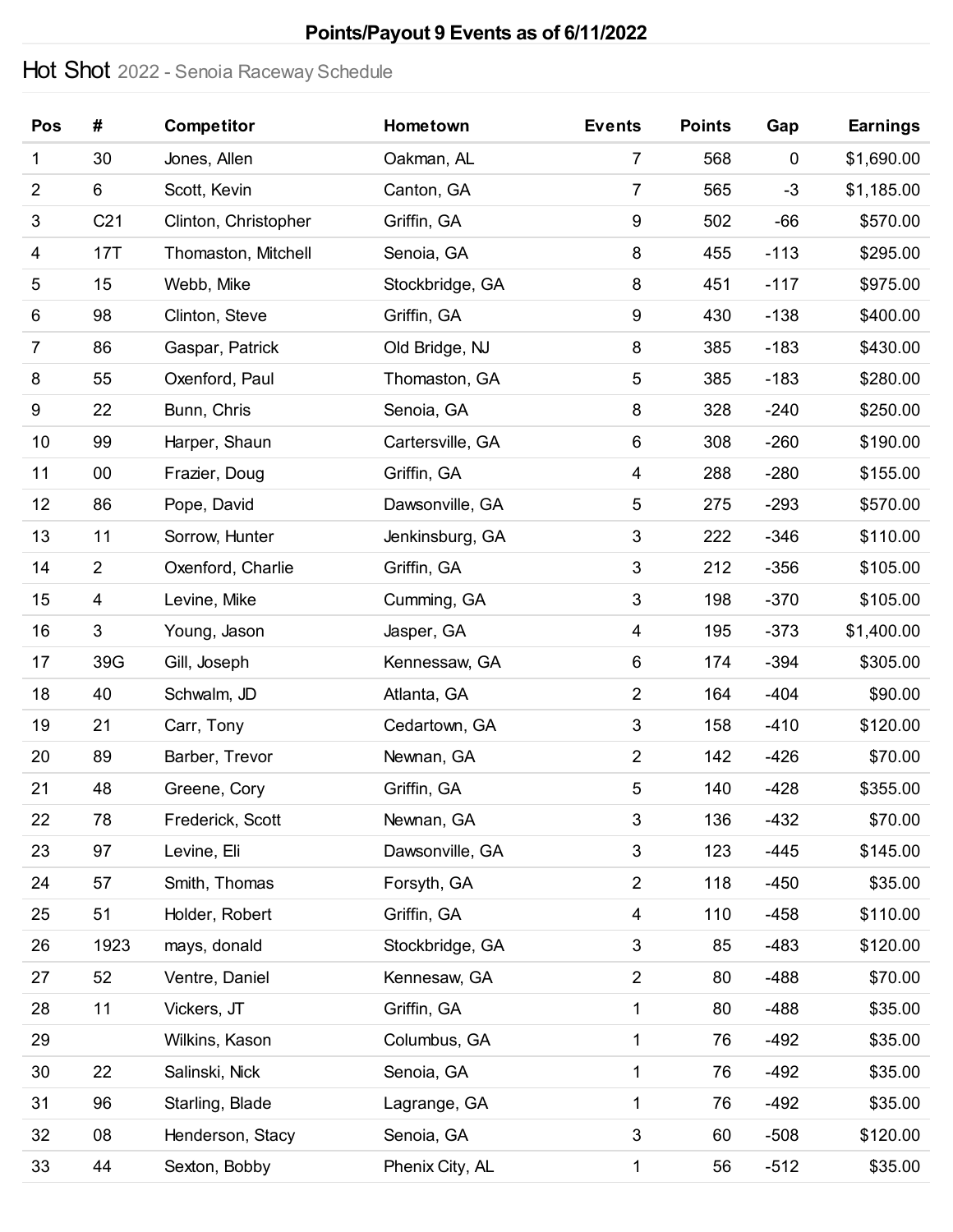**Points/Payout 9 Events as of 6/11/2022**

## Hot Shot 2022 - Senoia Raceway Schedule

| Pos | # | Competitor | Hometown | Events | Points | Gap | Earnings |
|---|---|---|---|---|---|---|---|
| 1 | 30 | Jones, Allen | Oakman, AL | 7 | 568 | 0 | $1,690.00 |
| 2 | 6 | Scott, Kevin | Canton, GA | 7 | 565 | -3 | $1,185.00 |
| 3 | C21 | Clinton, Christopher | Griffin, GA | 9 | 502 | -66 | $570.00 |
| 4 | 17T | Thomaston, Mitchell | Senoia, GA | 8 | 455 | -113 | $295.00 |
| 5 | 15 | Webb, Mike | Stockbridge, GA | 8 | 451 | -117 | $975.00 |
| 6 | 98 | Clinton, Steve | Griffin, GA | 9 | 430 | -138 | $400.00 |
| 7 | 86 | Gaspar, Patrick | Old Bridge, NJ | 8 | 385 | -183 | $430.00 |
| 8 | 55 | Oxenford, Paul | Thomaston, GA | 5 | 385 | -183 | $280.00 |
| 9 | 22 | Bunn, Chris | Senoia, GA | 8 | 328 | -240 | $250.00 |
| 10 | 99 | Harper, Shaun | Cartersville, GA | 6 | 308 | -260 | $190.00 |
| 11 | 00 | Frazier, Doug | Griffin, GA | 4 | 288 | -280 | $155.00 |
| 12 | 86 | Pope, David | Dawsonville, GA | 5 | 275 | -293 | $570.00 |
| 13 | 11 | Sorrow, Hunter | Jenkinsburg, GA | 3 | 222 | -346 | $110.00 |
| 14 | 2 | Oxenford, Charlie | Griffin, GA | 3 | 212 | -356 | $105.00 |
| 15 | 4 | Levine, Mike | Cumming, GA | 3 | 198 | -370 | $105.00 |
| 16 | 3 | Young, Jason | Jasper, GA | 4 | 195 | -373 | $1,400.00 |
| 17 | 39G | Gill, Joseph | Kennessaw, GA | 6 | 174 | -394 | $305.00 |
| 18 | 40 | Schwalm, JD | Atlanta, GA | 2 | 164 | -404 | $90.00 |
| 19 | 21 | Carr, Tony | Cedartown, GA | 3 | 158 | -410 | $120.00 |
| 20 | 89 | Barber, Trevor | Newnan, GA | 2 | 142 | -426 | $70.00 |
| 21 | 48 | Greene, Cory | Griffin, GA | 5 | 140 | -428 | $355.00 |
| 22 | 78 | Frederick, Scott | Newnan, GA | 3 | 136 | -432 | $70.00 |
| 23 | 97 | Levine, Eli | Dawsonville, GA | 3 | 123 | -445 | $145.00 |
| 24 | 57 | Smith, Thomas | Forsyth, GA | 2 | 118 | -450 | $35.00 |
| 25 | 51 | Holder, Robert | Griffin, GA | 4 | 110 | -458 | $110.00 |
| 26 | 1923 | mays, donald | Stockbridge, GA | 3 | 85 | -483 | $120.00 |
| 27 | 52 | Ventre, Daniel | Kennesaw, GA | 2 | 80 | -488 | $70.00 |
| 28 | 11 | Vickers, JT | Griffin, GA | 1 | 80 | -488 | $35.00 |
| 29 | | Wilkins, Kason | Columbus, GA | 1 | 76 | -492 | $35.00 |
| 30 | 22 | Salinski, Nick | Senoia, GA | 1 | 76 | -492 | $35.00 |
| 31 | 96 | Starling, Blade | Lagrange, GA | 1 | 76 | -492 | $35.00 |
| 32 | 08 | Henderson, Stacy | Senoia, GA | 3 | 60 | -508 | $120.00 |
| 33 | 44 | Sexton, Bobby | Phenix City, AL | 1 | 56 | -512 | $35.00 |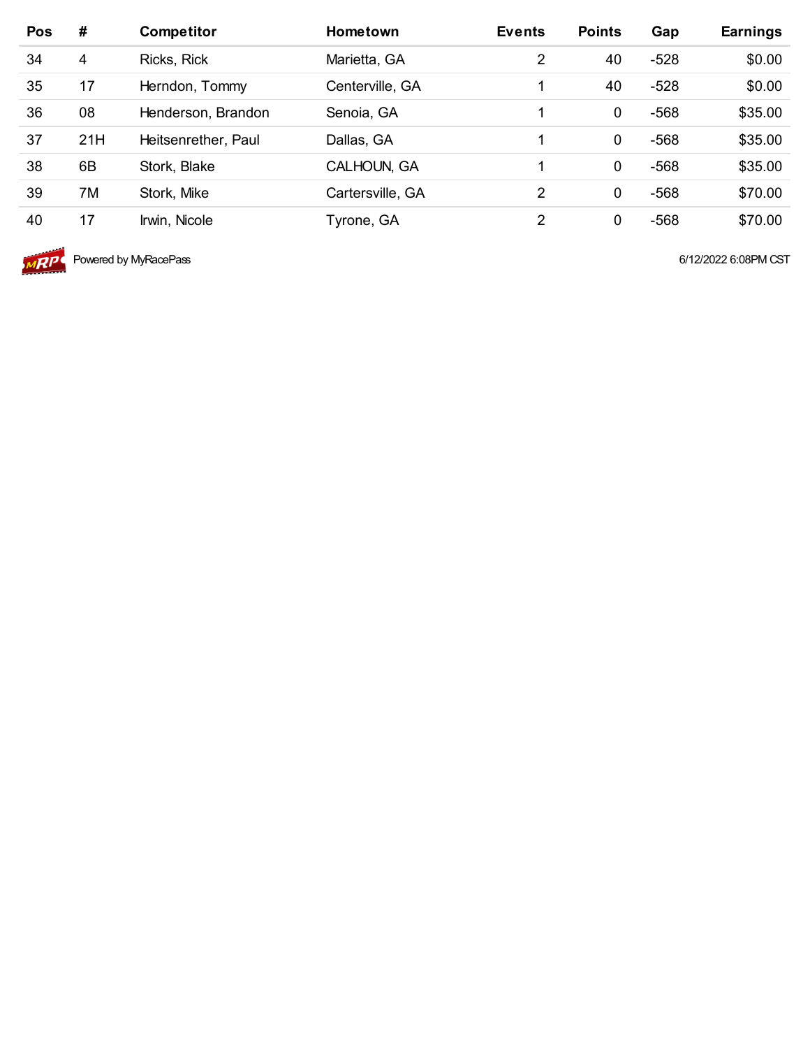| Pos | # | Competitor | Hometown | Events | Points | Gap | Earnings |
|---|---|---|---|---|---|---|---|
| 34 | 4 | Ricks, Rick | Marietta, GA | 2 | 40 | -528 | $0.00 |
| 35 | 17 | Herndon, Tommy | Centerville, GA | 1 | 40 | -528 | $0.00 |
| 36 | 08 | Henderson, Brandon | Senoia, GA | 1 | 0 | -568 | $35.00 |
| 37 | 21H | Heitsenrether, Paul | Dallas, GA | 1 | 0 | -568 | $35.00 |
| 38 | 6B | Stork, Blake | CALHOUN, GA | 1 | 0 | -568 | $35.00 |
| 39 | 7M | Stork, Mike | Cartersville, GA | 2 | 0 | -568 | $70.00 |
| 40 | 17 | Irwin, Nicole | Tyrone, GA | 2 | 0 | -568 | $70.00 |

Powered by MyRacePass

6/12/2022 6:08PM CST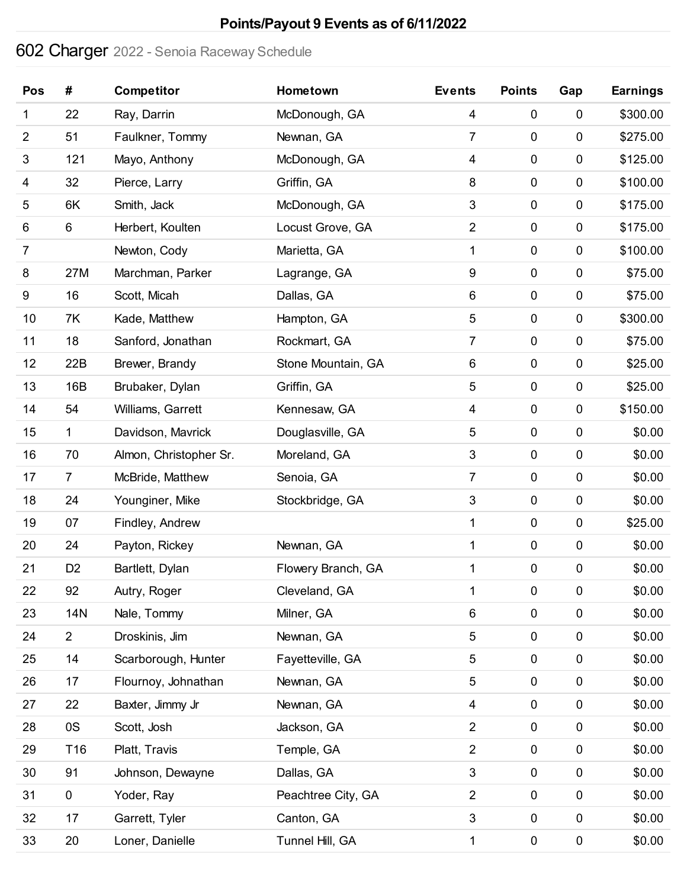# Points/Payout 9 Events as of 6/11/2022

## 602 Charger 2022 - Senoia Raceway Schedule

| Pos | # | Competitor | Hometown | Events | Points | Gap | Earnings |
|---|---|---|---|---|---|---|---|
| 1 | 22 | Ray, Darrin | McDonough, GA | 4 | 0 | 0 | $300.00 |
| 2 | 51 | Faulkner, Tommy | Newnan, GA | 7 | 0 | 0 | $275.00 |
| 3 | 121 | Mayo, Anthony | McDonough, GA | 4 | 0 | 0 | $125.00 |
| 4 | 32 | Pierce, Larry | Griffin, GA | 8 | 0 | 0 | $100.00 |
| 5 | 6K | Smith, Jack | McDonough, GA | 3 | 0 | 0 | $175.00 |
| 6 | 6 | Herbert, Koulten | Locust Grove, GA | 2 | 0 | 0 | $175.00 |
| 7 | | Newton, Cody | Marietta, GA | 1 | 0 | 0 | $100.00 |
| 8 | 27M | Marchman, Parker | Lagrange, GA | 9 | 0 | 0 | $75.00 |
| 9 | 16 | Scott, Micah | Dallas, GA | 6 | 0 | 0 | $75.00 |
| 10 | 7K | Kade, Matthew | Hampton, GA | 5 | 0 | 0 | $300.00 |
| 11 | 18 | Sanford, Jonathan | Rockmart, GA | 7 | 0 | 0 | $75.00 |
| 12 | 22B | Brewer, Brandy | Stone Mountain, GA | 6 | 0 | 0 | $25.00 |
| 13 | 16B | Brubaker, Dylan | Griffin, GA | 5 | 0 | 0 | $25.00 |
| 14 | 54 | Williams, Garrett | Kennesaw, GA | 4 | 0 | 0 | $150.00 |
| 15 | 1 | Davidson, Mavrick | Douglasville, GA | 5 | 0 | 0 | $0.00 |
| 16 | 70 | Almon, Christopher Sr. | Moreland, GA | 3 | 0 | 0 | $0.00 |
| 17 | 7 | McBride, Matthew | Senoia, GA | 7 | 0 | 0 | $0.00 |
| 18 | 24 | Younginer, Mike | Stockbridge, GA | 3 | 0 | 0 | $0.00 |
| 19 | 07 | Findley, Andrew | | 1 | 0 | 0 | $25.00 |
| 20 | 24 | Payton, Rickey | Newnan, GA | 1 | 0 | 0 | $0.00 |
| 21 | D2 | Bartlett, Dylan | Flowery Branch, GA | 1 | 0 | 0 | $0.00 |
| 22 | 92 | Autry, Roger | Cleveland, GA | 1 | 0 | 0 | $0.00 |
| 23 | 14N | Nale, Tommy | Milner, GA | 6 | 0 | 0 | $0.00 |
| 24 | 2 | Droskinis, Jim | Newnan, GA | 5 | 0 | 0 | $0.00 |
| 25 | 14 | Scarborough, Hunter | Fayetteville, GA | 5 | 0 | 0 | $0.00 |
| 26 | 17 | Flournoy, Johnathan | Newnan, GA | 5 | 0 | 0 | $0.00 |
| 27 | 22 | Baxter, Jimmy Jr | Newnan, GA | 4 | 0 | 0 | $0.00 |
| 28 | 0S | Scott, Josh | Jackson, GA | 2 | 0 | 0 | $0.00 |
| 29 | T16 | Platt, Travis | Temple, GA | 2 | 0 | 0 | $0.00 |
| 30 | 91 | Johnson, Dewayne | Dallas, GA | 3 | 0 | 0 | $0.00 |
| 31 | 0 | Yoder, Ray | Peachtree City, GA | 2 | 0 | 0 | $0.00 |
| 32 | 17 | Garrett, Tyler | Canton, GA | 3 | 0 | 0 | $0.00 |
| 33 | 20 | Loner, Danielle | Tunnel Hill, GA | 1 | 0 | 0 | $0.00 |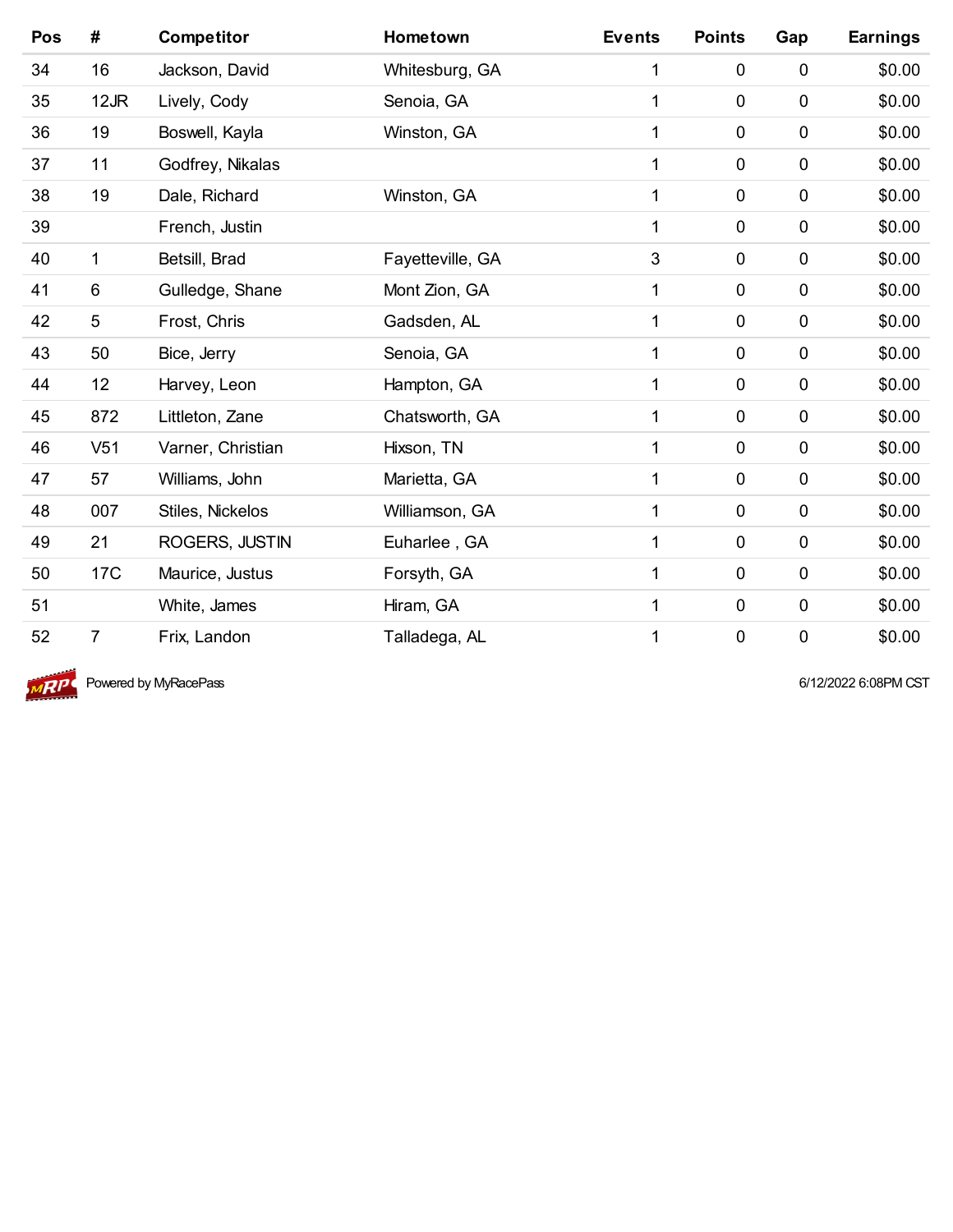| Pos | # | Competitor | Hometown | Events | Points | Gap | Earnings |
|---|---|---|---|---|---|---|---|
| 34 | 16 | Jackson, David | Whitesburg, GA | 1 | 0 | 0 | $0.00 |
| 35 | 12JR | Lively, Cody | Senoia, GA | 1 | 0 | 0 | $0.00 |
| 36 | 19 | Boswell, Kayla | Winston, GA | 1 | 0 | 0 | $0.00 |
| 37 | 11 | Godfrey, Nikalas | | 1 | 0 | 0 | $0.00 |
| 38 | 19 | Dale, Richard | Winston, GA | 1 | 0 | 0 | $0.00 |
| 39 | | French, Justin | | 1 | 0 | 0 | $0.00 |
| 40 | 1 | Betsill, Brad | Fayetteville, GA | 3 | 0 | 0 | $0.00 |
| 41 | 6 | Gulledge, Shane | Mont Zion, GA | 1 | 0 | 0 | $0.00 |
| 42 | 5 | Frost, Chris | Gadsden, AL | 1 | 0 | 0 | $0.00 |
| 43 | 50 | Bice, Jerry | Senoia, GA | 1 | 0 | 0 | $0.00 |
| 44 | 12 | Harvey, Leon | Hampton, GA | 1 | 0 | 0 | $0.00 |
| 45 | 872 | Littleton, Zane | Chatsworth, GA | 1 | 0 | 0 | $0.00 |
| 46 | V51 | Varner, Christian | Hixson, TN | 1 | 0 | 0 | $0.00 |
| 47 | 57 | Williams, John | Marietta, GA | 1 | 0 | 0 | $0.00 |
| 48 | 007 | Stiles, Nickelos | Williamson, GA | 1 | 0 | 0 | $0.00 |
| 49 | 21 | ROGERS, JUSTIN | Euharlee , GA | 1 | 0 | 0 | $0.00 |
| 50 | 17C | Maurice, Justus | Forsyth, GA | 1 | 0 | 0 | $0.00 |
| 51 | | White, James | Hiram, GA | 1 | 0 | 0 | $0.00 |
| 52 | 7 | Frix, Landon | Talladega, AL | 1 | 0 | 0 | $0.00 |

Powered by MyRacePass

6/12/2022 6:08PM CST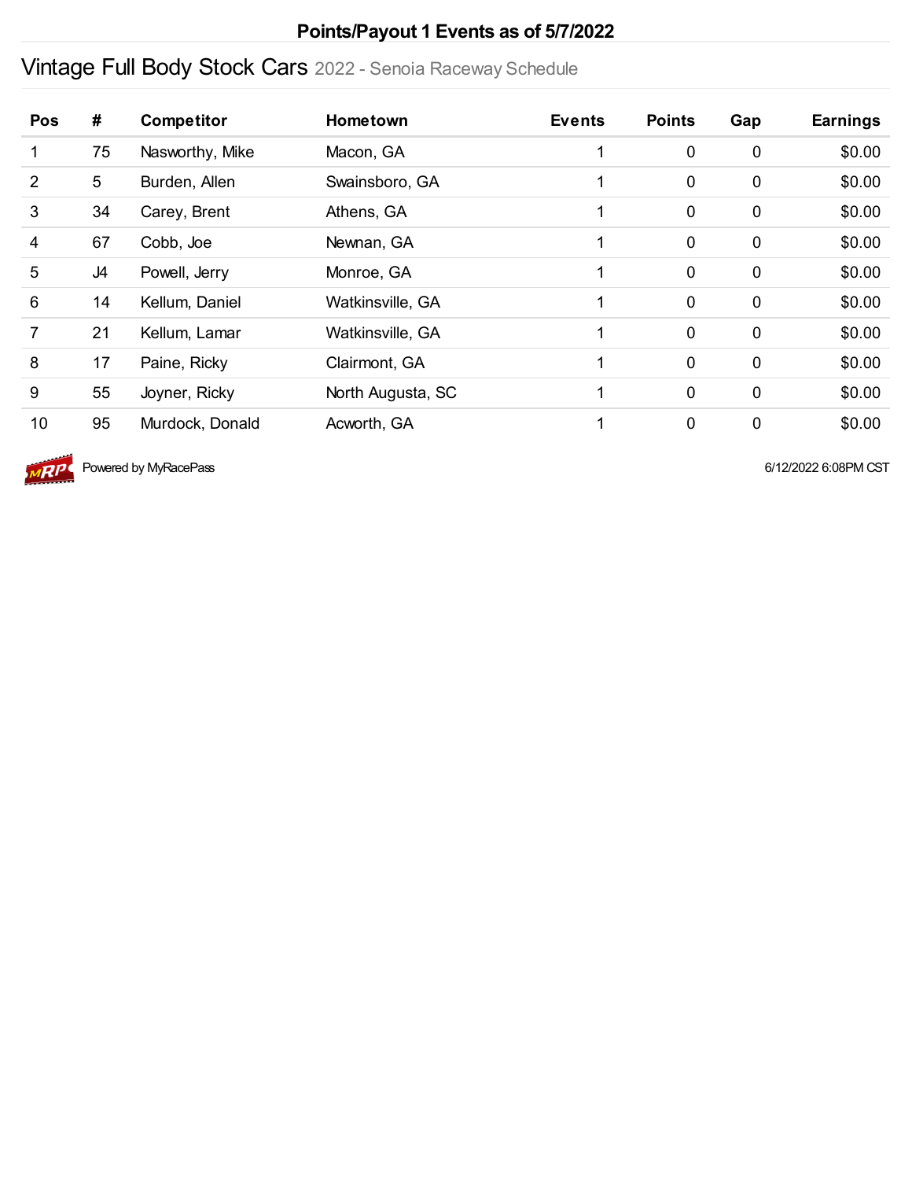**Points/Payout 1 Events as of 5/7/2022**

# Vintage Full Body Stock Cars 2022 - Senoia Raceway Schedule

| Pos | # | Competitor | Hometown | Events | Points | Gap | Earnings |
|---|---|---|---|---|---|---|---|
| 1 | 75 | Nasworthy, Mike | Macon, GA | 1 | 0 | 0 | $0.00 |
| 2 | 5 | Burden, Allen | Swainsboro, GA | 1 | 0 | 0 | $0.00 |
| 3 | 34 | Carey, Brent | Athens, GA | 1 | 0 | 0 | $0.00 |
| 4 | 67 | Cobb, Joe | Newnan, GA | 1 | 0 | 0 | $0.00 |
| 5 | J4 | Powell, Jerry | Monroe, GA | 1 | 0 | 0 | $0.00 |
| 6 | 14 | Kellum, Daniel | Watkinsville, GA | 1 | 0 | 0 | $0.00 |
| 7 | 21 | Kellum, Lamar | Watkinsville, GA | 1 | 0 | 0 | $0.00 |
| 8 | 17 | Paine, Ricky | Clairmont, GA | 1 | 0 | 0 | $0.00 |
| 9 | 55 | Joyner, Ricky | North Augusta, SC | 1 | 0 | 0 | $0.00 |
| 10 | 95 | Murdock, Donald | Acworth, GA | 1 | 0 | 0 | $0.00 |

Powered by MyRacePass

6/12/2022 6:08PM CST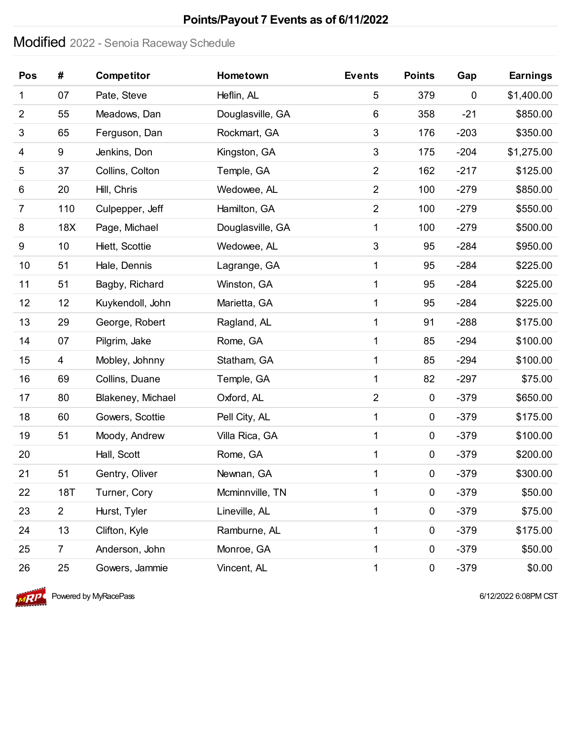# Points/Payout 7 Events as of 6/11/2022

## Modified 2022 - Senoia Raceway Schedule

| Pos | # | Competitor | Hometown | Events | Points | Gap | Earnings |
|---|---|---|---|---|---|---|---|
| 1 | 07 | Pate, Steve | Heflin, AL | 5 | 379 | 0 | $1,400.00 |
| 2 | 55 | Meadows, Dan | Douglasville, GA | 6 | 358 | -21 | $850.00 |
| 3 | 65 | Ferguson, Dan | Rockmart, GA | 3 | 176 | -203 | $350.00 |
| 4 | 9 | Jenkins, Don | Kingston, GA | 3 | 175 | -204 | $1,275.00 |
| 5 | 37 | Collins, Colton | Temple, GA | 2 | 162 | -217 | $125.00 |
| 6 | 20 | Hill, Chris | Wedowee, AL | 2 | 100 | -279 | $850.00 |
| 7 | 110 | Culpepper, Jeff | Hamilton, GA | 2 | 100 | -279 | $550.00 |
| 8 | 18X | Page, Michael | Douglasville, GA | 1 | 100 | -279 | $500.00 |
| 9 | 10 | Hiett, Scottie | Wedowee, AL | 3 | 95 | -284 | $950.00 |
| 10 | 51 | Hale, Dennis | Lagrange, GA | 1 | 95 | -284 | $225.00 |
| 11 | 51 | Bagby, Richard | Winston, GA | 1 | 95 | -284 | $225.00 |
| 12 | 12 | Kuykendoll, John | Marietta, GA | 1 | 95 | -284 | $225.00 |
| 13 | 29 | George, Robert | Ragland, AL | 1 | 91 | -288 | $175.00 |
| 14 | 07 | Pilgrim, Jake | Rome, GA | 1 | 85 | -294 | $100.00 |
| 15 | 4 | Mobley, Johnny | Statham, GA | 1 | 85 | -294 | $100.00 |
| 16 | 69 | Collins, Duane | Temple, GA | 1 | 82 | -297 | $75.00 |
| 17 | 80 | Blakeney, Michael | Oxford, AL | 2 | 0 | -379 | $650.00 |
| 18 | 60 | Gowers, Scottie | Pell City, AL | 1 | 0 | -379 | $175.00 |
| 19 | 51 | Moody, Andrew | Villa Rica, GA | 1 | 0 | -379 | $100.00 |
| 20 | | Hall, Scott | Rome, GA | 1 | 0 | -379 | $200.00 |
| 21 | 51 | Gentry, Oliver | Newnan, GA | 1 | 0 | -379 | $300.00 |
| 22 | 18T | Turner, Cory | Mcminnville, TN | 1 | 0 | -379 | $50.00 |
| 23 | 2 | Hurst, Tyler | Lineville, AL | 1 | 0 | -379 | $75.00 |
| 24 | 13 | Clifton, Kyle | Ramburne, AL | 1 | 0 | -379 | $175.00 |
| 25 | 7 | Anderson, John | Monroe, GA | 1 | 0 | -379 | $50.00 |
| 26 | 25 | Gowers, Jammie | Vincent, AL | 1 | 0 | -379 | $0.00 |

Powered by MyRacePass

6/12/2022 6:08PM CST